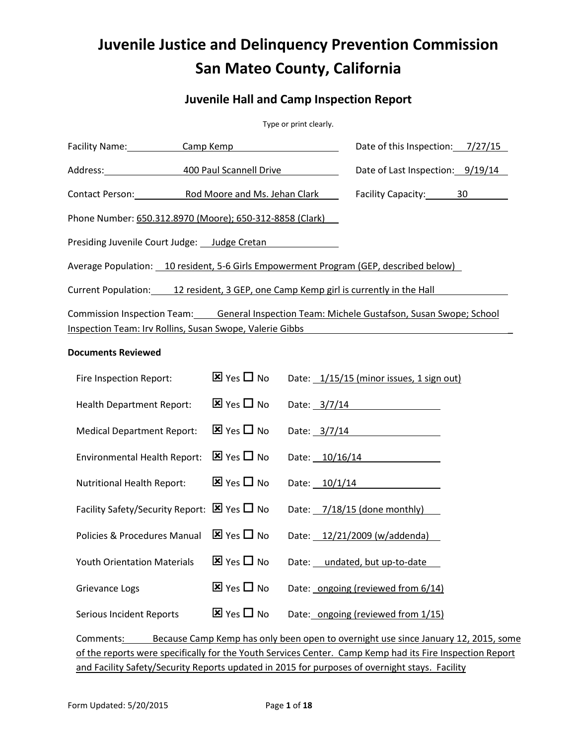# Juvenile Justice and Delinquency Prevention Commission
# San Mateo County, California

## Juvenile Hall and Camp Inspection Report

Type or print clearly.

Facility Name: Camp Kemp

Date of this Inspection: 7/27/15

Address: 400 Paul Scannell Drive

Date of Last Inspection: 9/19/14

Contact Person: Rod Moore and Ms. Jehan Clark

Facility Capacity: 30

Phone Number: 650.312.8970 (Moore); 650-312-8858 (Clark)

Presiding Juvenile Court Judge: Judge Cretan

Average Population: 10 resident, 5-6 Girls Empowerment Program (GEP, described below)

Current Population: 12 resident, 3 GEP, one Camp Kemp girl is currently in the Hall

Commission Inspection Team: General Inspection Team: Michele Gustafson, Susan Swope; School Inspection Team: Irv Rollins, Susan Swope, Valerie Gibbs

**Documents Reviewed**

| Document | Reviewed | Date |
|---|---|---|
| Fire Inspection Report: | ☒ Yes ☐ No | 1/15/15 (minor issues, 1 sign out) |
| Health Department Report: | ☒ Yes ☐ No | 3/7/14 |
| Medical Department Report: | ☒ Yes ☐ No | 3/7/14 |
| Environmental Health Report: | ☒ Yes ☐ No | 10/16/14 |
| Nutritional Health Report: | ☒ Yes ☐ No | 10/1/14 |
| Facility Safety/Security Report: | ☒ Yes ☐ No | 7/18/15 (done monthly) |
| Policies & Procedures Manual | ☒ Yes ☐ No | 12/21/2009 (w/addenda) |
| Youth Orientation Materials | ☒ Yes ☐ No | undated, but up-to-date |
| Grievance Logs | ☒ Yes ☐ No | ongoing (reviewed from 6/14) |
| Serious Incident Reports | ☒ Yes ☐ No | ongoing (reviewed from 1/15) |

Comments: Because Camp Kemp has only been open to overnight use since January 12, 2015, some of the reports were specifically for the Youth Services Center. Camp Kemp had its Fire Inspection Report and Facility Safety/Security Reports updated in 2015 for purposes of overnight stays. Facility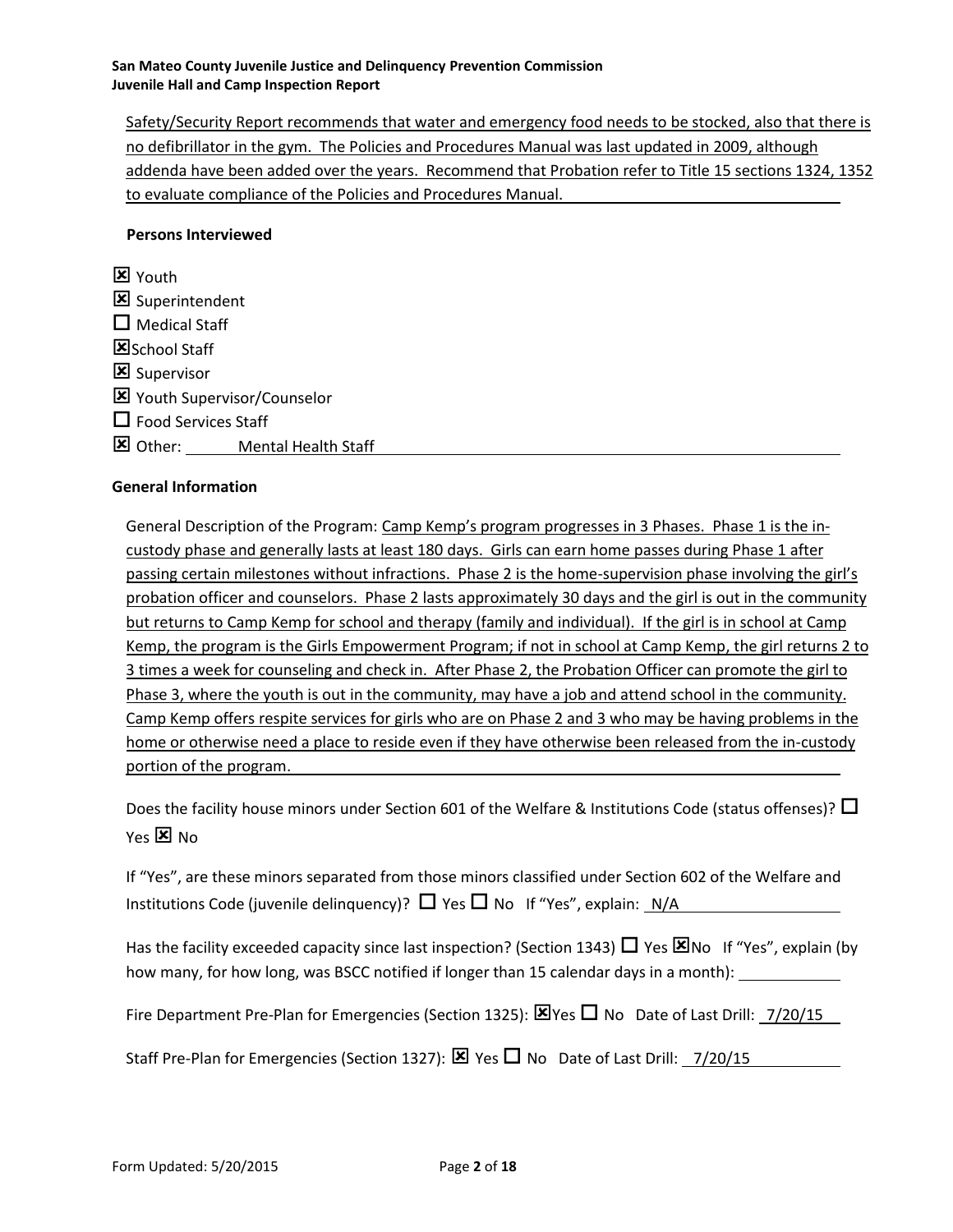Safety/Security Report recommends that water and emergency food needs to be stocked, also that there is no defibrillator in the gym. The Policies and Procedures Manual was last updated in 2009, although addenda have been added over the years. Recommend that Probation refer to Title 15 sections 1324, 1352 to evaluate compliance of the Policies and Procedures Manual.

**Persons Interviewed**

- ☒ Youth
- ☒ Superintendent
- ☐ Medical Staff
- ☒ School Staff
- ☒ Supervisor
- ☒ Youth Supervisor/Counselor
- ☐ Food Services Staff
- ☒ Other: Mental Health Staff

**General Information**

General Description of the Program: Camp Kemp's program progresses in 3 Phases. Phase 1 is the in-custody phase and generally lasts at least 180 days. Girls can earn home passes during Phase 1 after passing certain milestones without infractions. Phase 2 is the home-supervision phase involving the girl's probation officer and counselors. Phase 2 lasts approximately 30 days and the girl is out in the community but returns to Camp Kemp for school and therapy (family and individual). If the girl is in school at Camp Kemp, the program is the Girls Empowerment Program; if not in school at Camp Kemp, the girl returns 2 to 3 times a week for counseling and check in. After Phase 2, the Probation Officer can promote the girl to Phase 3, where the youth is out in the community, may have a job and attend school in the community. Camp Kemp offers respite services for girls who are on Phase 2 and 3 who may be having problems in the home or otherwise need a place to reside even if they have otherwise been released from the in-custody portion of the program.

Does the facility house minors under Section 601 of the Welfare & Institutions Code (status offenses)? ☐ Yes ☒ No

If "Yes", are these minors separated from those minors classified under Section 602 of the Welfare and Institutions Code (juvenile delinquency)? ☐ Yes ☐ No If "Yes", explain: N/A

Has the facility exceeded capacity since last inspection? (Section 1343) ☐ Yes ☒No If "Yes", explain (by how many, for how long, was BSCC notified if longer than 15 calendar days in a month):

Fire Department Pre-Plan for Emergencies (Section 1325): ☒Yes ☐ No Date of Last Drill: 7/20/15

Staff Pre-Plan for Emergencies (Section 1327): ☒ Yes ☐ No Date of Last Drill: 7/20/15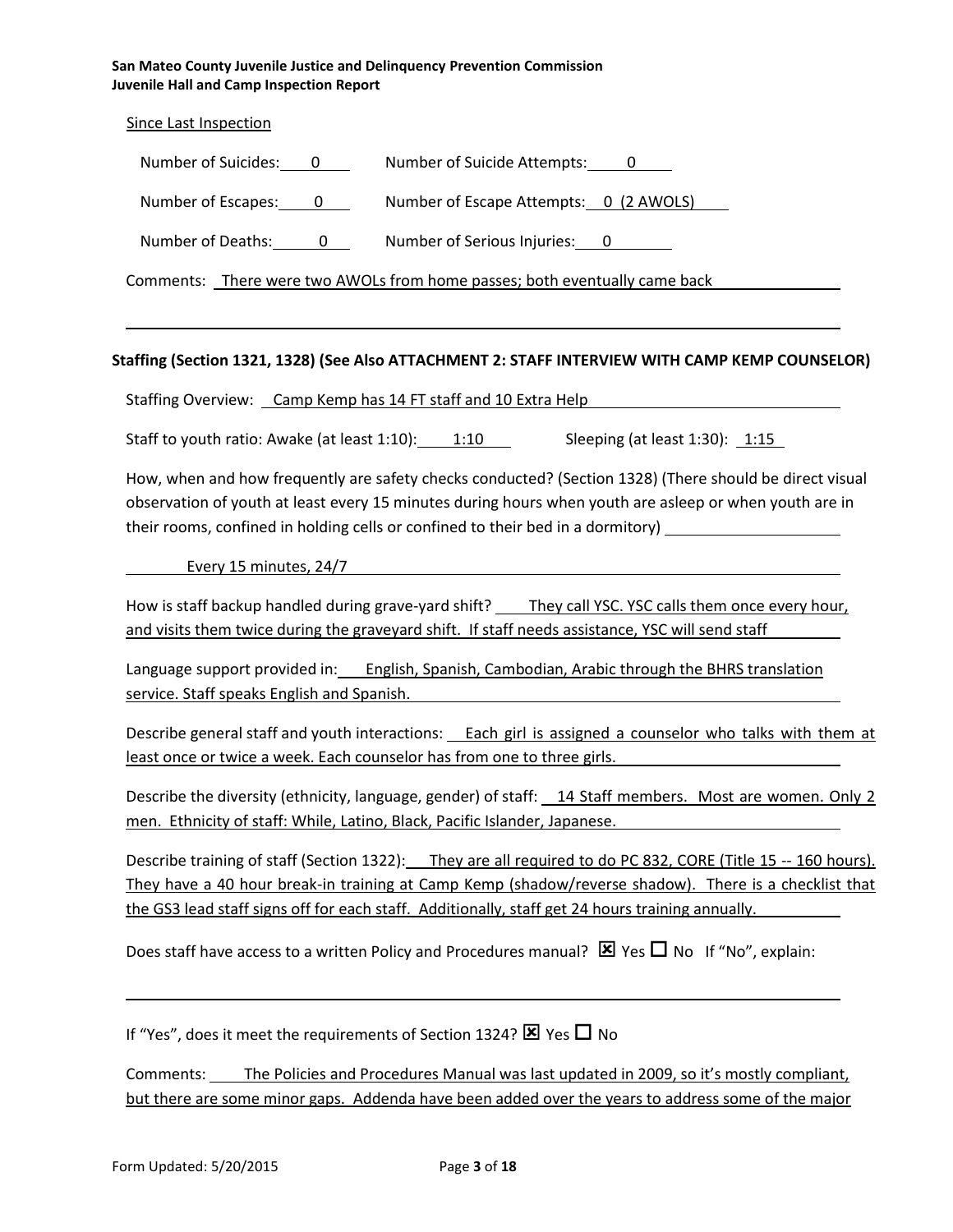Since Last Inspection

Number of Suicides: 0 Number of Suicide Attempts: 0

Number of Escapes: 0 Number of Escape Attempts: 0 (2 AWOLS)

Number of Deaths: 0 Number of Serious Injuries: 0

Comments: There were two AWOLs from home passes; both eventually came back

**Staffing (Section 1321, 1328) (See Also ATTACHMENT 2: STAFF INTERVIEW WITH CAMP KEMP COUNSELOR)**

Staffing Overview: Camp Kemp has 14 FT staff and 10 Extra Help

Staff to youth ratio: Awake (at least 1:10): 1:10 Sleeping (at least 1:30): 1:15

How, when and how frequently are safety checks conducted? (Section 1328) (There should be direct visual observation of youth at least every 15 minutes during hours when youth are asleep or when youth are in their rooms, confined in holding cells or confined to their bed in a dormitory)

Every 15 minutes, 24/7

How is staff backup handled during grave-yard shift? They call YSC. YSC calls them once every hour, and visits them twice during the graveyard shift. If staff needs assistance, YSC will send staff

Language support provided in: English, Spanish, Cambodian, Arabic through the BHRS translation service. Staff speaks English and Spanish.

Describe general staff and youth interactions: Each girl is assigned a counselor who talks with them at least once or twice a week. Each counselor has from one to three girls.

Describe the diversity (ethnicity, language, gender) of staff: 14 Staff members. Most are women. Only 2 men. Ethnicity of staff: While, Latino, Black, Pacific Islander, Japanese.

Describe training of staff (Section 1322): They are all required to do PC 832, CORE (Title 15 -- 160 hours). They have a 40 hour break-in training at Camp Kemp (shadow/reverse shadow). There is a checklist that the GS3 lead staff signs off for each staff. Additionally, staff get 24 hours training annually.

Does staff have access to a written Policy and Procedures manual? ☒ Yes ☐ No If "No", explain:

If "Yes", does it meet the requirements of Section 1324? ☒ Yes ☐ No

Comments: The Policies and Procedures Manual was last updated in 2009, so it's mostly compliant, but there are some minor gaps. Addenda have been added over the years to address some of the major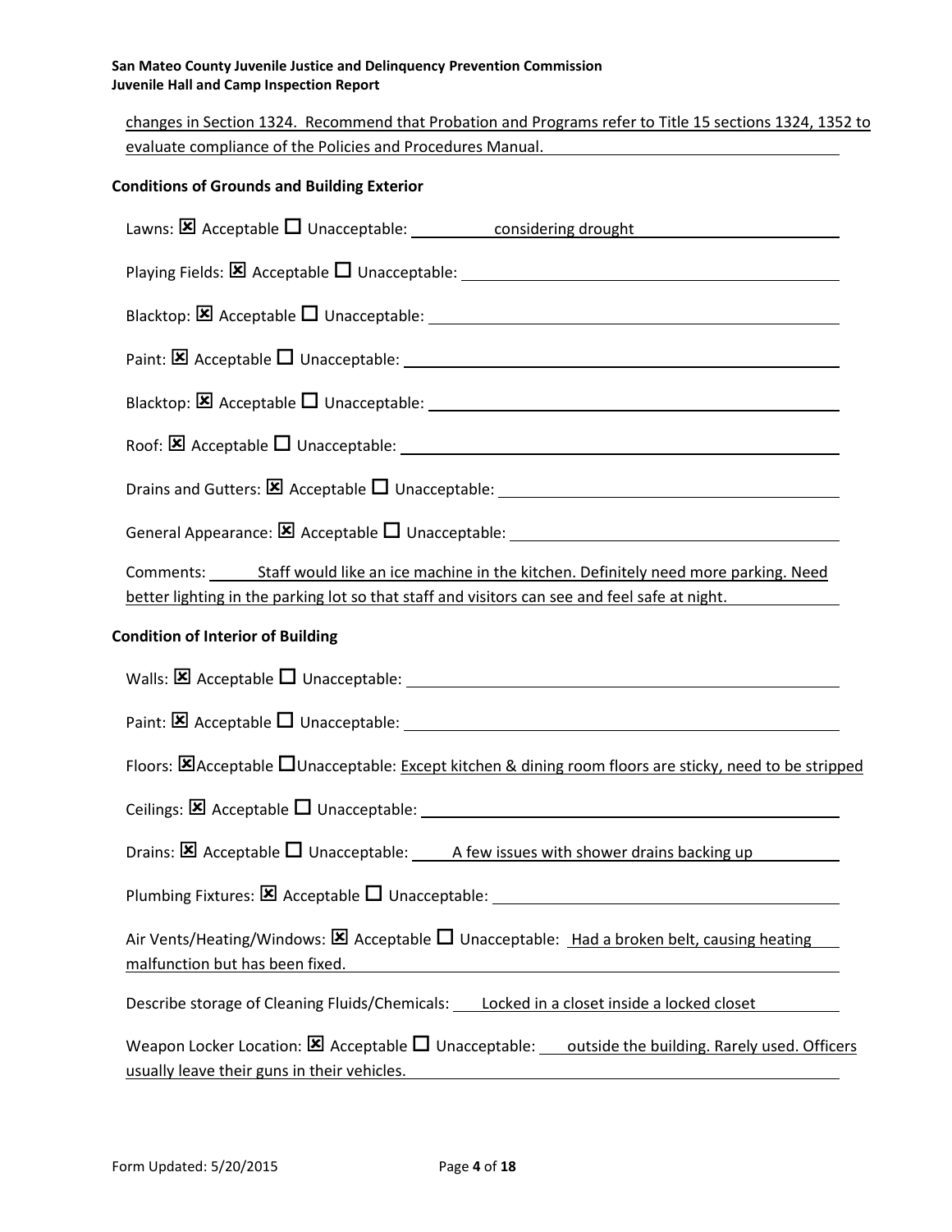changes in Section 1324. Recommend that Probation and Programs refer to Title 15 sections 1324, 1352 to evaluate compliance of the Policies and Procedures Manual.

**Conditions of Grounds and Building Exterior**

Lawns: ☒ Acceptable ☐ Unacceptable: considering drought

Playing Fields: ☒ Acceptable ☐ Unacceptable:

Blacktop: ☒ Acceptable ☐ Unacceptable:

Paint: ☒ Acceptable ☐ Unacceptable:

Blacktop: ☒ Acceptable ☐ Unacceptable:

Roof: ☒ Acceptable ☐ Unacceptable:

Drains and Gutters: ☒ Acceptable ☐ Unacceptable:

General Appearance: ☒ Acceptable ☐ Unacceptable:

Comments: Staff would like an ice machine in the kitchen. Definitely need more parking. Need better lighting in the parking lot so that staff and visitors can see and feel safe at night.

**Condition of Interior of Building**

Walls: ☒ Acceptable ☐ Unacceptable:

Paint: ☒ Acceptable ☐ Unacceptable:

Floors: ☒ Acceptable ☐ Unacceptable: Except kitchen & dining room floors are sticky, need to be stripped

Ceilings: ☒ Acceptable ☐ Unacceptable:

Drains: ☒ Acceptable ☐ Unacceptable: A few issues with shower drains backing up

Plumbing Fixtures: ☒ Acceptable ☐ Unacceptable:

Air Vents/Heating/Windows: ☒ Acceptable ☐ Unacceptable: Had a broken belt, causing heating malfunction but has been fixed.

Describe storage of Cleaning Fluids/Chemicals: Locked in a closet inside a locked closet

Weapon Locker Location: ☒ Acceptable ☐ Unacceptable: outside the building. Rarely used. Officers usually leave their guns in their vehicles.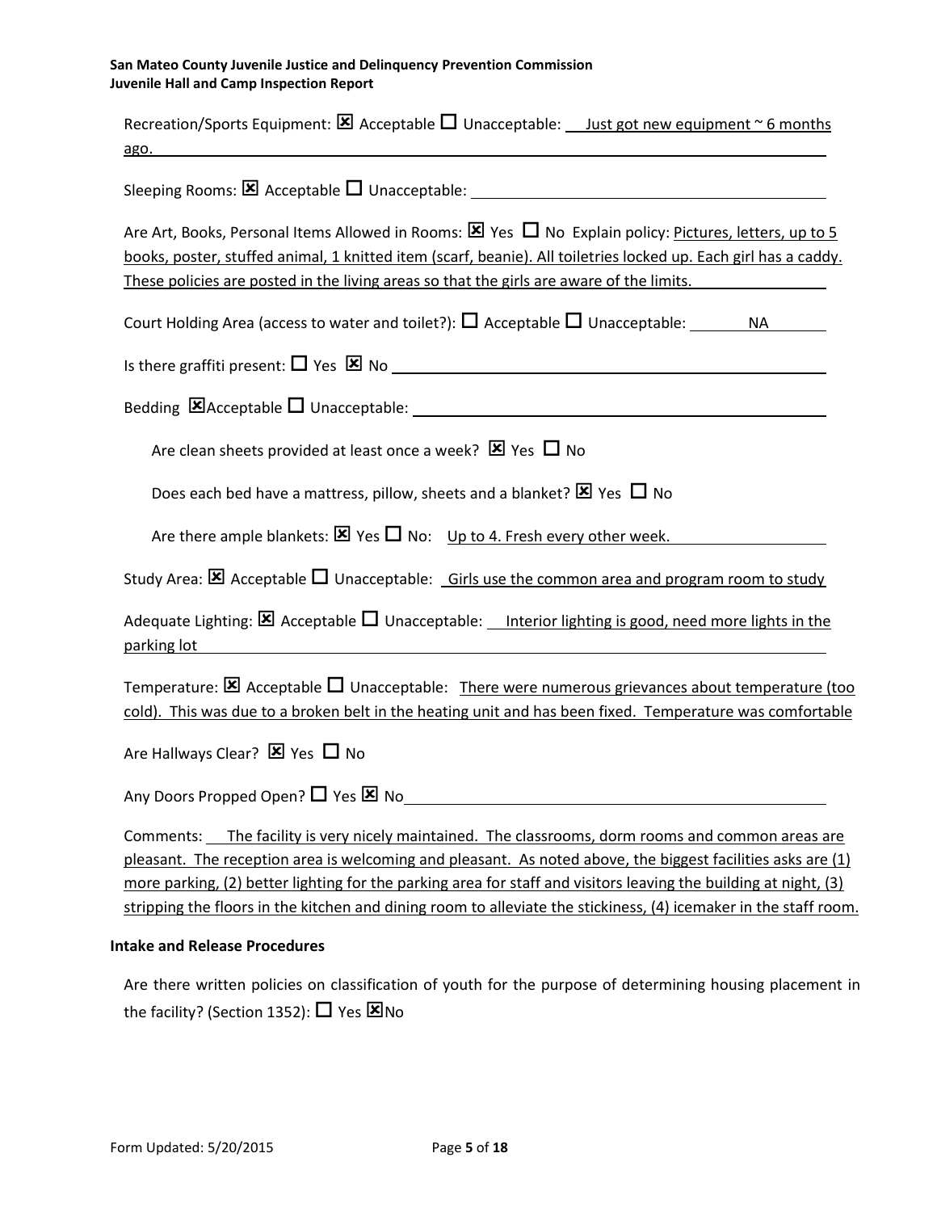Recreation/Sports Equipment: ☒ Acceptable ☐ Unacceptable: Just got new equipment ~ 6 months ago.

Sleeping Rooms: ☒ Acceptable ☐ Unacceptable:

Are Art, Books, Personal Items Allowed in Rooms: ☒ Yes ☐ No Explain policy: Pictures, letters, up to 5 books, poster, stuffed animal, 1 knitted item (scarf, beanie). All toiletries locked up. Each girl has a caddy. These policies are posted in the living areas so that the girls are aware of the limits.

Court Holding Area (access to water and toilet?): ☐ Acceptable ☐ Unacceptable: NA

Is there graffiti present: ☐ Yes ☒ No

Bedding ☒ Acceptable ☐ Unacceptable:

Are clean sheets provided at least once a week? ☒ Yes ☐ No

Does each bed have a mattress, pillow, sheets and a blanket? ☒ Yes ☐ No

Are there ample blankets: ☒ Yes ☐ No: Up to 4. Fresh every other week.

Study Area: ☒ Acceptable ☐ Unacceptable: Girls use the common area and program room to study

Adequate Lighting: ☒ Acceptable ☐ Unacceptable: Interior lighting is good, need more lights in the parking lot

Temperature: ☒ Acceptable ☐ Unacceptable: There were numerous grievances about temperature (too cold). This was due to a broken belt in the heating unit and has been fixed. Temperature was comfortable

Are Hallways Clear? ☒ Yes ☐ No

Any Doors Propped Open? ☐ Yes ☒ No

Comments: The facility is very nicely maintained. The classrooms, dorm rooms and common areas are pleasant. The reception area is welcoming and pleasant. As noted above, the biggest facilities asks are (1) more parking, (2) better lighting for the parking area for staff and visitors leaving the building at night, (3) stripping the floors in the kitchen and dining room to alleviate the stickiness, (4) icemaker in the staff room.

**Intake and Release Procedures**

Are there written policies on classification of youth for the purpose of determining housing placement in the facility? (Section 1352): ☐ Yes ☒ No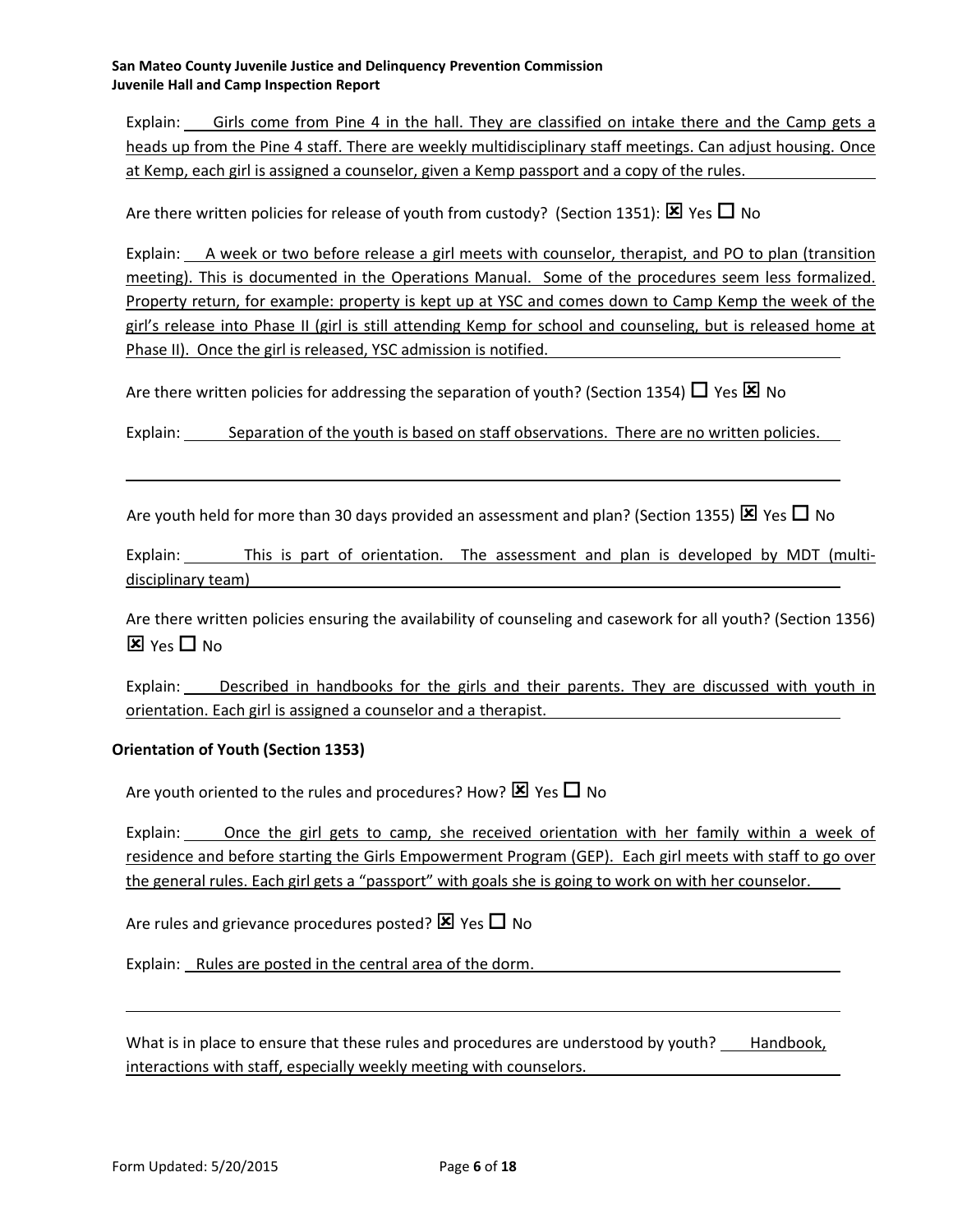Explain: Girls come from Pine 4 in the hall. They are classified on intake there and the Camp gets a heads up from the Pine 4 staff. There are weekly multidisciplinary staff meetings. Can adjust housing. Once at Kemp, each girl is assigned a counselor, given a Kemp passport and a copy of the rules.

Are there written policies for release of youth from custody? (Section 1351): ☒ Yes ☐ No

Explain: A week or two before release a girl meets with counselor, therapist, and PO to plan (transition meeting). This is documented in the Operations Manual. Some of the procedures seem less formalized. Property return, for example: property is kept up at YSC and comes down to Camp Kemp the week of the girl's release into Phase II (girl is still attending Kemp for school and counseling, but is released home at Phase II). Once the girl is released, YSC admission is notified.

Are there written policies for addressing the separation of youth? (Section 1354) ☐ Yes ☒ No

Explain: Separation of the youth is based on staff observations. There are no written policies.

Are youth held for more than 30 days provided an assessment and plan? (Section 1355) ☒ Yes ☐ No

Explain: This is part of orientation. The assessment and plan is developed by MDT (multi-disciplinary team)

Are there written policies ensuring the availability of counseling and casework for all youth? (Section 1356) ☒ Yes ☐ No

Explain: Described in handbooks for the girls and their parents. They are discussed with youth in orientation. Each girl is assigned a counselor and a therapist.

**Orientation of Youth (Section 1353)**

Are youth oriented to the rules and procedures? How? ☒ Yes ☐ No

Explain: Once the girl gets to camp, she received orientation with her family within a week of residence and before starting the Girls Empowerment Program (GEP). Each girl meets with staff to go over the general rules. Each girl gets a "passport" with goals she is going to work on with her counselor.

Are rules and grievance procedures posted? ☒ Yes ☐ No

Explain: Rules are posted in the central area of the dorm.

What is in place to ensure that these rules and procedures are understood by youth? Handbook, interactions with staff, especially weekly meeting with counselors.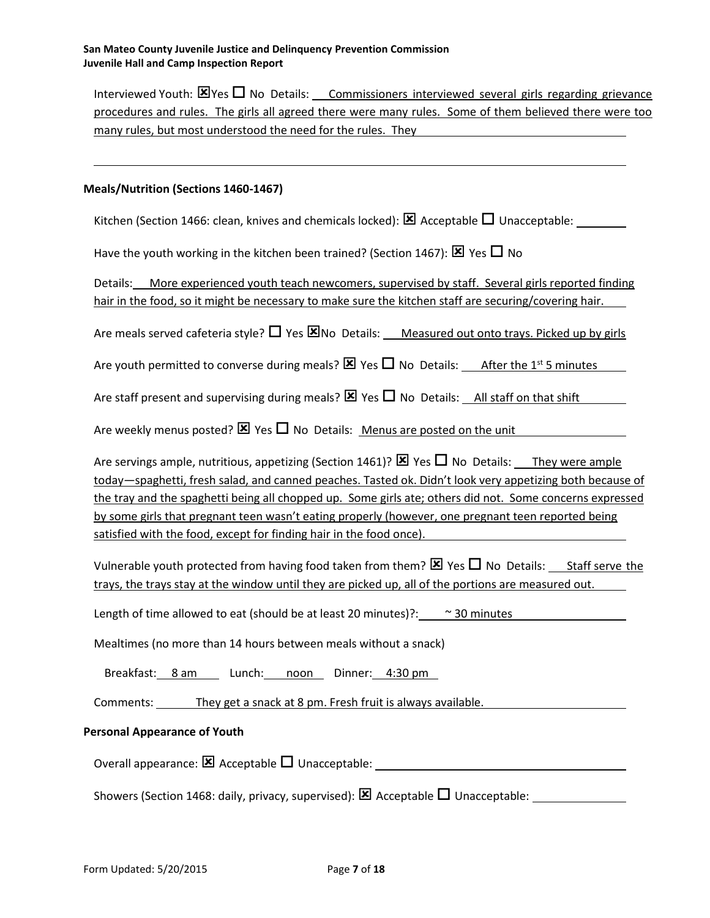Interviewed Youth: ☒ Yes ☐ No Details: Commissioners interviewed several girls regarding grievance procedures and rules. The girls all agreed there were many rules. Some of them believed there were too many rules, but most understood the need for the rules. They

### Meals/Nutrition (Sections 1460-1467)

Kitchen (Section 1466: clean, knives and chemicals locked): ☒ Acceptable ☐ Unacceptable:

Have the youth working in the kitchen been trained? (Section 1467): ☒ Yes ☐ No

Details: More experienced youth teach newcomers, supervised by staff. Several girls reported finding hair in the food, so it might be necessary to make sure the kitchen staff are securing/covering hair.

Are meals served cafeteria style? ☐ Yes ☒ No Details: Measured out onto trays. Picked up by girls

Are youth permitted to converse during meals? ☒ Yes ☐ No Details: After the 1st 5 minutes

Are staff present and supervising during meals? ☒ Yes ☐ No Details: All staff on that shift

Are weekly menus posted? ☒ Yes ☐ No Details: Menus are posted on the unit

Are servings ample, nutritious, appetizing (Section 1461)? ☒ Yes ☐ No Details: They were ample today—spaghetti, fresh salad, and canned peaches. Tasted ok. Didn't look very appetizing both because of the tray and the spaghetti being all chopped up. Some girls ate; others did not. Some concerns expressed by some girls that pregnant teen wasn't eating properly (however, one pregnant teen reported being satisfied with the food, except for finding hair in the food once).

Vulnerable youth protected from having food taken from them? ☒ Yes ☐ No Details: Staff serve the trays, the trays stay at the window until they are picked up, all of the portions are measured out.

Length of time allowed to eat (should be at least 20 minutes)?: ~ 30 minutes

Mealtimes (no more than 14 hours between meals without a snack)

Breakfast: 8 am Lunch: noon Dinner: 4:30 pm

Comments: They get a snack at 8 pm. Fresh fruit is always available.

### Personal Appearance of Youth

Overall appearance: ☒ Acceptable ☐ Unacceptable:

Showers (Section 1468: daily, privacy, supervised): ☒ Acceptable ☐ Unacceptable: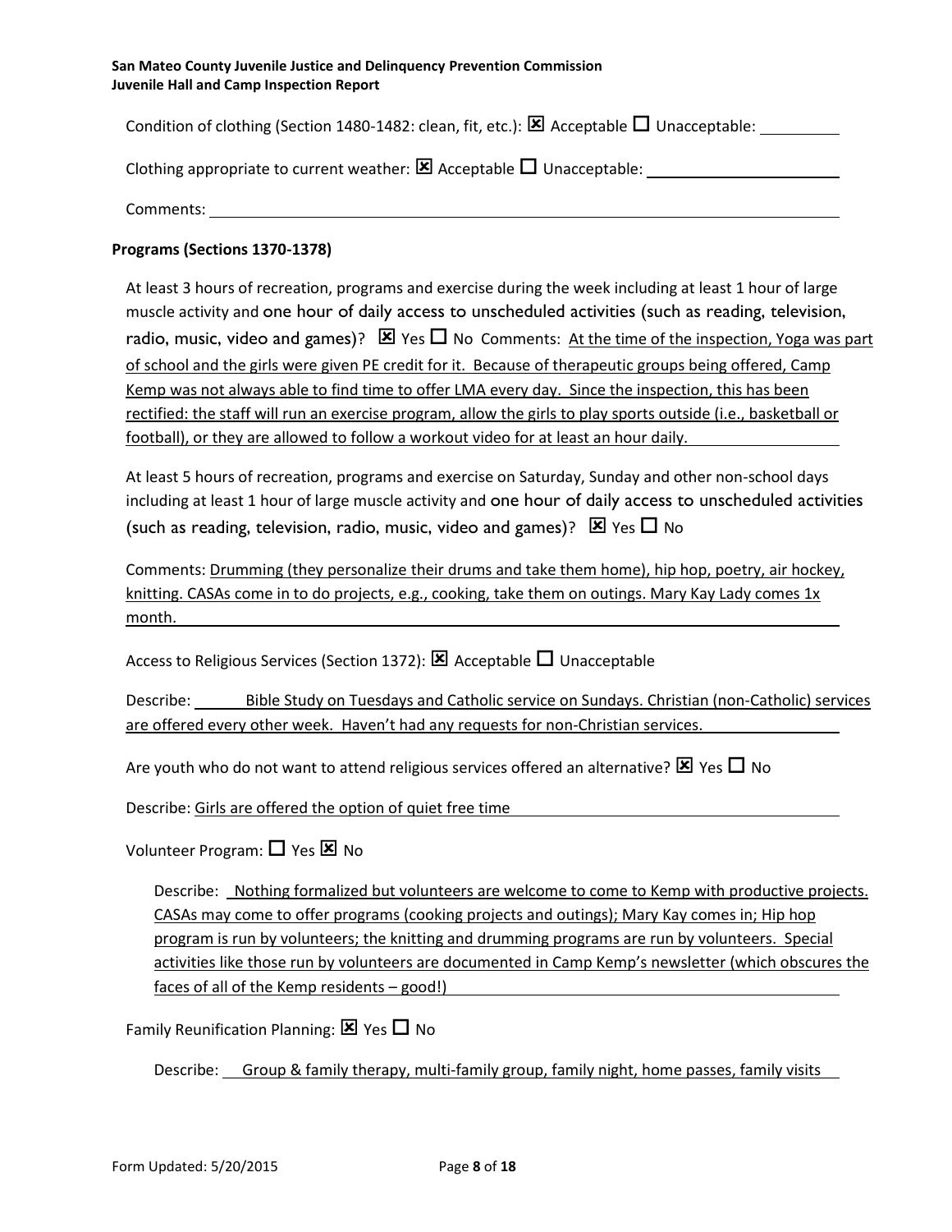Condition of clothing (Section 1480-1482: clean, fit, etc.): ☒ Acceptable ☐ Unacceptable: ______

Clothing appropriate to current weather: ☒ Acceptable ☐ Unacceptable: ______

Comments: ______

**Programs (Sections 1370-1378)**

At least 3 hours of recreation, programs and exercise during the week including at least 1 hour of large muscle activity and one hour of daily access to unscheduled activities (such as reading, television, radio, music, video and games)? ☒ Yes ☐ No Comments: At the time of the inspection, Yoga was part of school and the girls were given PE credit for it. Because of therapeutic groups being offered, Camp Kemp was not always able to find time to offer LMA every day. Since the inspection, this has been rectified: the staff will run an exercise program, allow the girls to play sports outside (i.e., basketball or football), or they are allowed to follow a workout video for at least an hour daily.

At least 5 hours of recreation, programs and exercise on Saturday, Sunday and other non-school days including at least 1 hour of large muscle activity and one hour of daily access to unscheduled activities (such as reading, television, radio, music, video and games)? ☒ Yes ☐ No

Comments: Drumming (they personalize their drums and take them home), hip hop, poetry, air hockey, knitting. CASAs come in to do projects, e.g., cooking, take them on outings. Mary Kay Lady comes 1x month.

Access to Religious Services (Section 1372): ☒ Acceptable ☐ Unacceptable

Describe: Bible Study on Tuesdays and Catholic service on Sundays. Christian (non-Catholic) services are offered every other week. Haven't had any requests for non-Christian services.

Are youth who do not want to attend religious services offered an alternative? ☒ Yes ☐ No

Describe: Girls are offered the option of quiet free time

Volunteer Program: ☐ Yes ☒ No

Describe: Nothing formalized but volunteers are welcome to come to Kemp with productive projects. CASAs may come to offer programs (cooking projects and outings); Mary Kay comes in; Hip hop program is run by volunteers; the knitting and drumming programs are run by volunteers. Special activities like those run by volunteers are documented in Camp Kemp's newsletter (which obscures the faces of all of the Kemp residents – good!)

Family Reunification Planning: ☒ Yes ☐ No

Describe: Group & family therapy, multi-family group, family night, home passes, family visits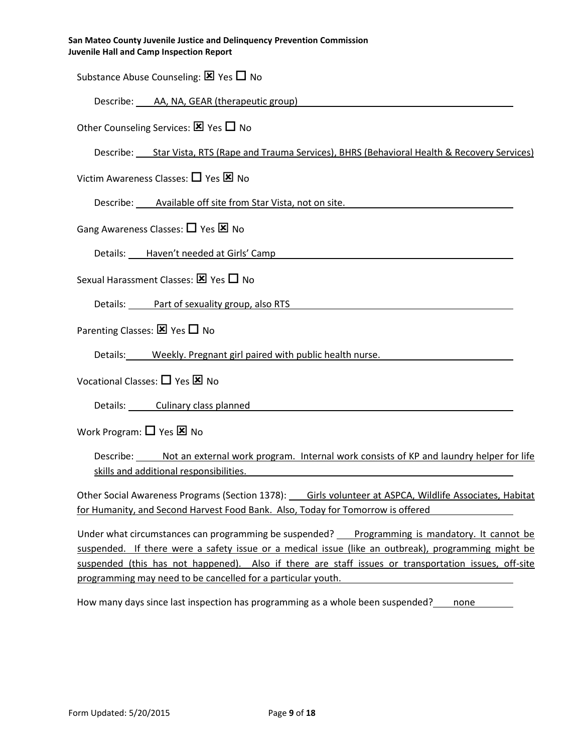Substance Abuse Counseling: ☒ Yes ☐ No

Describe: AA, NA, GEAR (therapeutic group)

Other Counseling Services: ☒ Yes ☐ No

Describe: Star Vista, RTS (Rape and Trauma Services), BHRS (Behavioral Health & Recovery Services)

Victim Awareness Classes: ☐ Yes ☒ No

Describe: Available off site from Star Vista, not on site.

Gang Awareness Classes: ☐ Yes ☒ No

Details: Haven't needed at Girls' Camp

Sexual Harassment Classes: ☒ Yes ☐ No

Details: Part of sexuality group, also RTS

Parenting Classes: ☒ Yes ☐ No

Details: Weekly. Pregnant girl paired with public health nurse.

Vocational Classes: ☐ Yes ☒ No

Details: Culinary class planned

Work Program: ☐ Yes ☒ No

Describe: Not an external work program. Internal work consists of KP and laundry helper for life skills and additional responsibilities.

Other Social Awareness Programs (Section 1378): Girls volunteer at ASPCA, Wildlife Associates, Habitat for Humanity, and Second Harvest Food Bank. Also, Today for Tomorrow is offered

Under what circumstances can programming be suspended? Programming is mandatory. It cannot be suspended. If there were a safety issue or a medical issue (like an outbreak), programming might be suspended (this has not happened). Also if there are staff issues or transportation issues, off-site programming may need to be cancelled for a particular youth.

How many days since last inspection has programming as a whole been suspended? none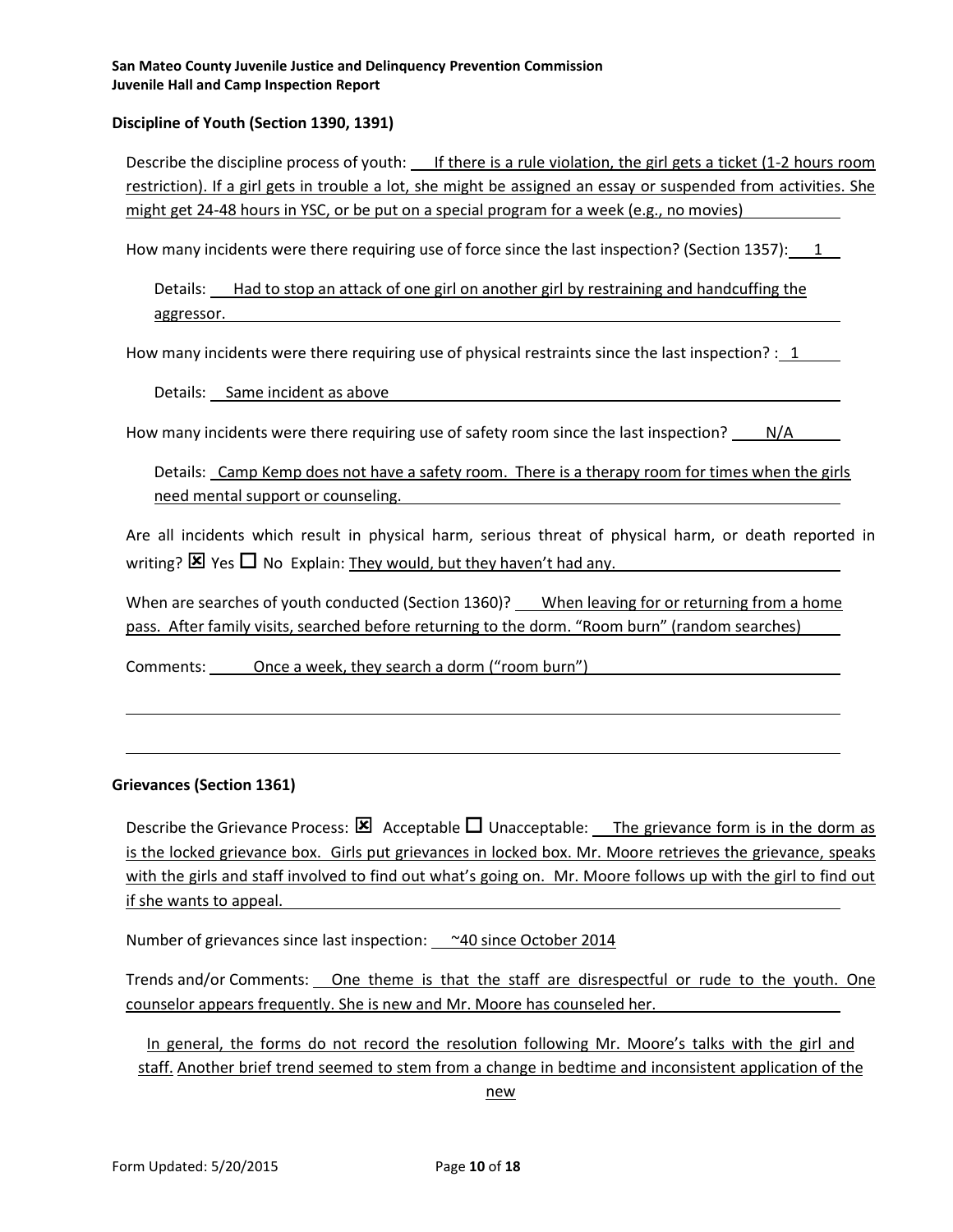San Mateo County Juvenile Justice and Delinquency Prevention Commission
Juvenile Hall and Camp Inspection Report

### Discipline of Youth (Section 1390, 1391)

Describe the discipline process of youth: If there is a rule violation, the girl gets a ticket (1-2 hours room restriction). If a girl gets in trouble a lot, she might be assigned an essay or suspended from activities. She might get 24-48 hours in YSC, or be put on a special program for a week (e.g., no movies)

How many incidents were there requiring use of force since the last inspection? (Section 1357): 1

Details: Had to stop an attack of one girl on another girl by restraining and handcuffing the aggressor.

How many incidents were there requiring use of physical restraints since the last inspection? : 1

Details: Same incident as above

How many incidents were there requiring use of safety room since the last inspection? N/A

Details: Camp Kemp does not have a safety room. There is a therapy room for times when the girls need mental support or counseling.

Are all incidents which result in physical harm, serious threat of physical harm, or death reported in writing? ☒ Yes ☐ No Explain: They would, but they haven't had any.

When are searches of youth conducted (Section 1360)? When leaving for or returning from a home pass. After family visits, searched before returning to the dorm. "Room burn" (random searches)

Comments: Once a week, they search a dorm ("room burn")

### Grievances (Section 1361)

Describe the Grievance Process: ☒ Acceptable ☐ Unacceptable: The grievance form is in the dorm as is the locked grievance box. Girls put grievances in locked box. Mr. Moore retrieves the grievance, speaks with the girls and staff involved to find out what's going on. Mr. Moore follows up with the girl to find out if she wants to appeal.

Number of grievances since last inspection: ~40 since October 2014

Trends and/or Comments: One theme is that the staff are disrespectful or rude to the youth. One counselor appears frequently. She is new and Mr. Moore has counseled her.

In general, the forms do not record the resolution following Mr. Moore's talks with the girl and staff. Another brief trend seemed to stem from a change in bedtime and inconsistent application of the new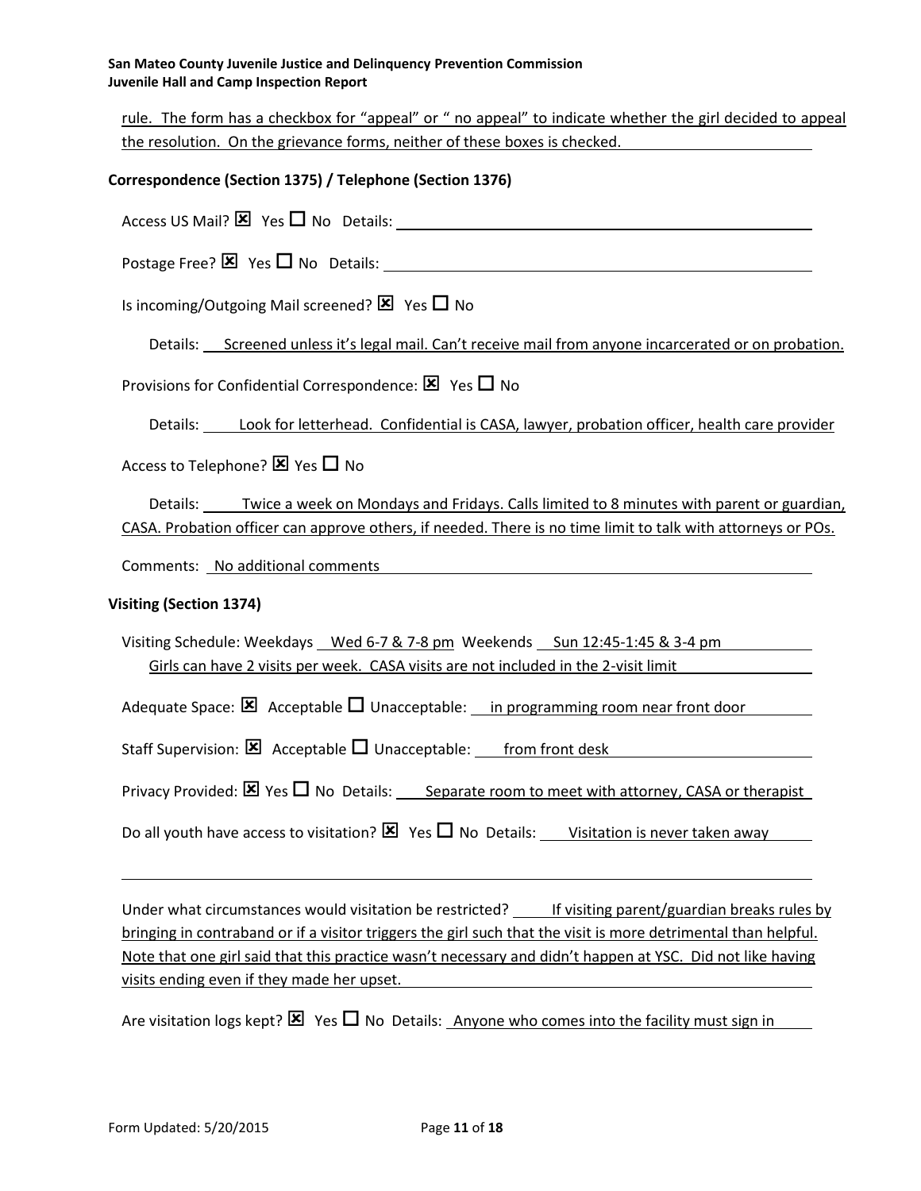rule. The form has a checkbox for "appeal" or " no appeal" to indicate whether the girl decided to appeal the resolution. On the grievance forms, neither of these boxes is checked.

**Correspondence (Section 1375) / Telephone (Section 1376)**

Access US Mail? ☒ Yes ☐ No Details:

Postage Free? ☒ Yes ☐ No Details:

Is incoming/Outgoing Mail screened? ☒ Yes ☐ No

Details: Screened unless it's legal mail. Can't receive mail from anyone incarcerated or on probation.

Provisions for Confidential Correspondence: ☒ Yes ☐ No

Details: Look for letterhead. Confidential is CASA, lawyer, probation officer, health care provider

Access to Telephone? ☒ Yes ☐ No

Details: Twice a week on Mondays and Fridays. Calls limited to 8 minutes with parent or guardian, CASA. Probation officer can approve others, if needed. There is no time limit to talk with attorneys or POs.

Comments: No additional comments

**Visiting (Section 1374)**

Visiting Schedule: Weekdays Wed 6-7 & 7-8 pm Weekends Sun 12:45-1:45 & 3-4 pm
Girls can have 2 visits per week. CASA visits are not included in the 2-visit limit

Adequate Space: ☒ Acceptable ☐ Unacceptable: in programming room near front door

Staff Supervision: ☒ Acceptable ☐ Unacceptable: from front desk

Privacy Provided: ☒ Yes ☐ No Details: Separate room to meet with attorney, CASA or therapist

Do all youth have access to visitation? ☒ Yes ☐ No Details: Visitation is never taken away

Under what circumstances would visitation be restricted? If visiting parent/guardian breaks rules by bringing in contraband or if a visitor triggers the girl such that the visit is more detrimental than helpful. Note that one girl said that this practice wasn't necessary and didn't happen at YSC. Did not like having visits ending even if they made her upset.

Are visitation logs kept? ☒ Yes ☐ No Details: Anyone who comes into the facility must sign in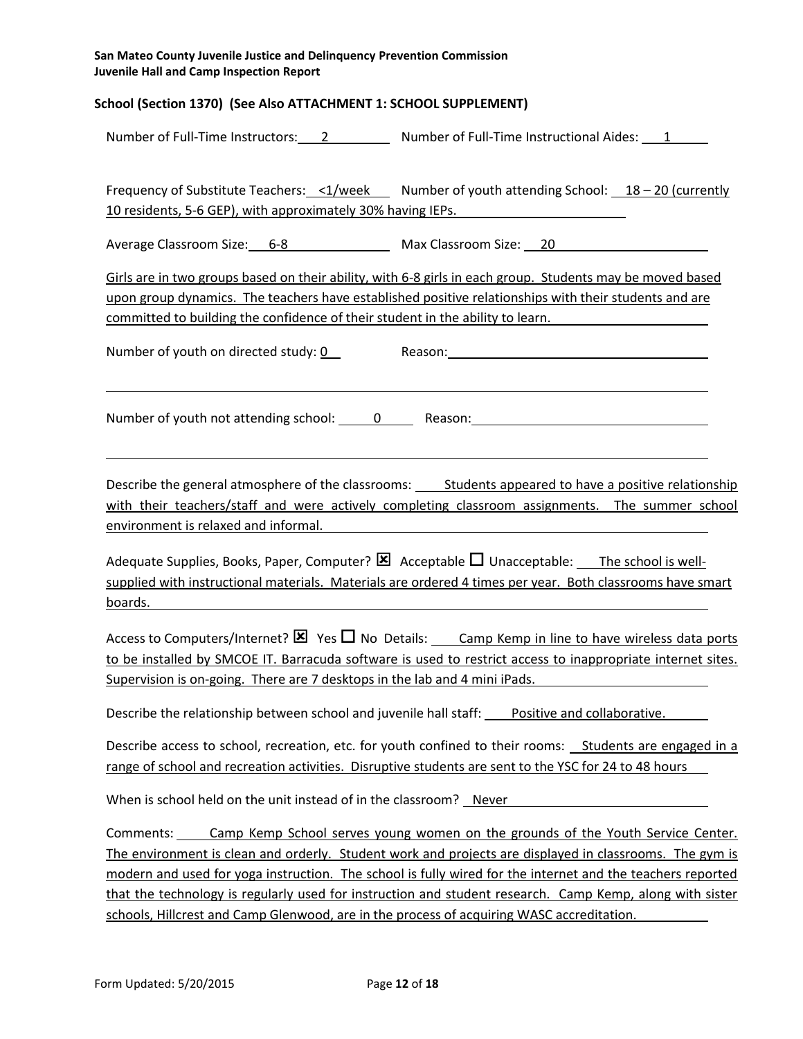**San Mateo County Juvenile Justice and Delinquency Prevention Commission**
**Juvenile Hall and Camp Inspection Report**

**School (Section 1370) (See Also ATTACHMENT 1: SCHOOL SUPPLEMENT)**

Number of Full-Time Instructors: 2 Number of Full-Time Instructional Aides: 1

Frequency of Substitute Teachers: <1/week Number of youth attending School: 18 – 20 (currently 10 residents, 5-6 GEP), with approximately 30% having IEPs.

Average Classroom Size: 6-8 Max Classroom Size: 20

Girls are in two groups based on their ability, with 6-8 girls in each group. Students may be moved based upon group dynamics. The teachers have established positive relationships with their students and are committed to building the confidence of their student in the ability to learn.

Number of youth on directed study: 0 Reason:

Number of youth not attending school: 0 Reason:

Describe the general atmosphere of the classrooms: Students appeared to have a positive relationship with their teachers/staff and were actively completing classroom assignments. The summer school environment is relaxed and informal.

Adequate Supplies, Books, Paper, Computer? ☒ Acceptable ☐ Unacceptable: The school is well-supplied with instructional materials. Materials are ordered 4 times per year. Both classrooms have smart boards.

Access to Computers/Internet? ☒ Yes ☐ No Details: Camp Kemp in line to have wireless data ports to be installed by SMCOE IT. Barracuda software is used to restrict access to inappropriate internet sites. Supervision is on-going. There are 7 desktops in the lab and 4 mini iPads.

Describe the relationship between school and juvenile hall staff: Positive and collaborative.

Describe access to school, recreation, etc. for youth confined to their rooms: Students are engaged in a range of school and recreation activities. Disruptive students are sent to the YSC for 24 to 48 hours

When is school held on the unit instead of in the classroom? Never

Comments: Camp Kemp School serves young women on the grounds of the Youth Service Center. The environment is clean and orderly. Student work and projects are displayed in classrooms. The gym is modern and used for yoga instruction. The school is fully wired for the internet and the teachers reported that the technology is regularly used for instruction and student research. Camp Kemp, along with sister schools, Hillcrest and Camp Glenwood, are in the process of acquiring WASC accreditation.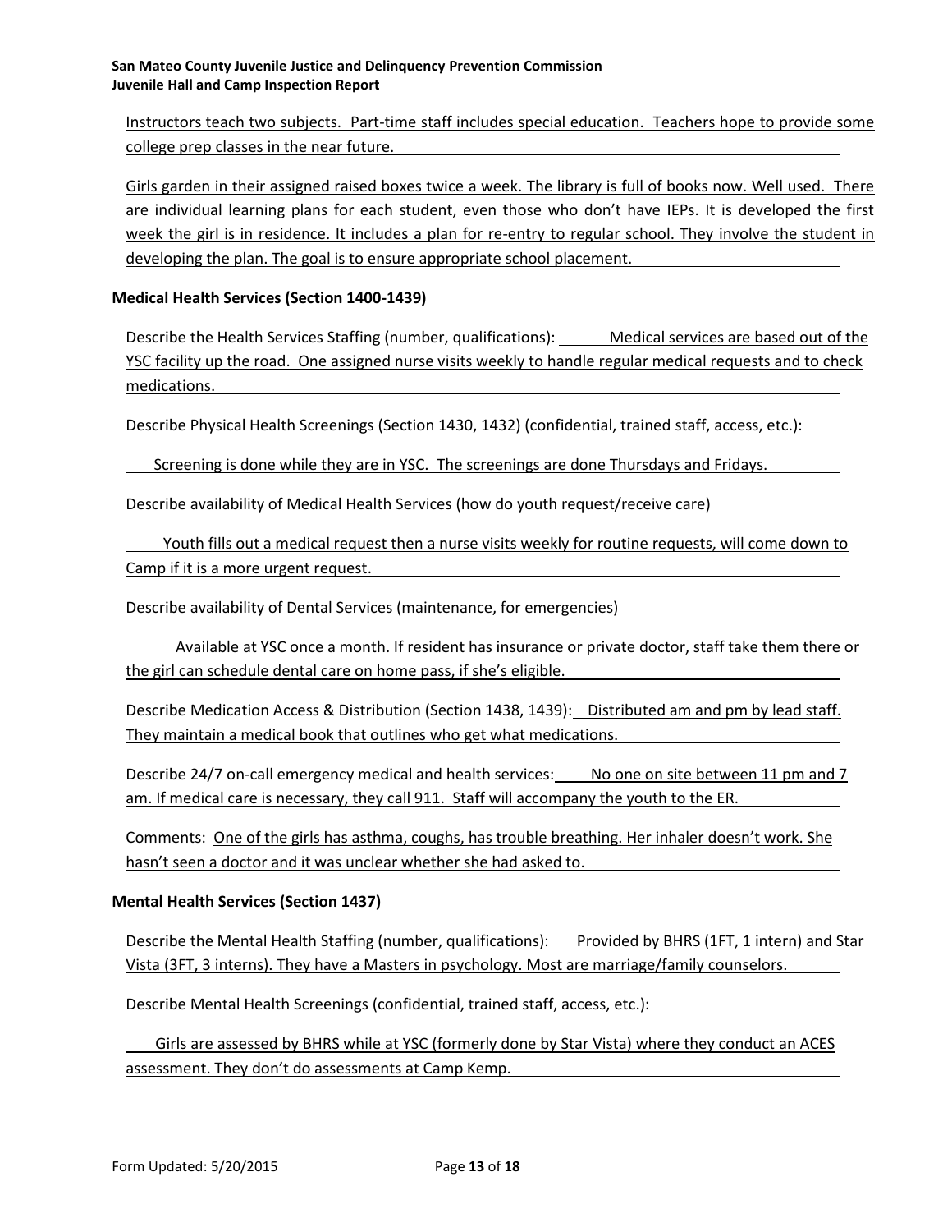Instructors teach two subjects. Part-time staff includes special education. Teachers hope to provide some college prep classes in the near future.

Girls garden in their assigned raised boxes twice a week. The library is full of books now. Well used. There are individual learning plans for each student, even those who don't have IEPs. It is developed the first week the girl is in residence. It includes a plan for re-entry to regular school. They involve the student in developing the plan. The goal is to ensure appropriate school placement.

**Medical Health Services (Section 1400-1439)**

Describe the Health Services Staffing (number, qualifications): Medical services are based out of the YSC facility up the road. One assigned nurse visits weekly to handle regular medical requests and to check medications.

Describe Physical Health Screenings (Section 1430, 1432) (confidential, trained staff, access, etc.):

Screening is done while they are in YSC. The screenings are done Thursdays and Fridays.

Describe availability of Medical Health Services (how do youth request/receive care)

Youth fills out a medical request then a nurse visits weekly for routine requests, will come down to Camp if it is a more urgent request.

Describe availability of Dental Services (maintenance, for emergencies)

Available at YSC once a month. If resident has insurance or private doctor, staff take them there or the girl can schedule dental care on home pass, if she's eligible.

Describe Medication Access & Distribution (Section 1438, 1439): Distributed am and pm by lead staff. They maintain a medical book that outlines who get what medications.

Describe 24/7 on-call emergency medical and health services: No one on site between 11 pm and 7 am. If medical care is necessary, they call 911. Staff will accompany the youth to the ER.

Comments: One of the girls has asthma, coughs, has trouble breathing. Her inhaler doesn't work. She hasn't seen a doctor and it was unclear whether she had asked to.

**Mental Health Services (Section 1437)**

Describe the Mental Health Staffing (number, qualifications): Provided by BHRS (1FT, 1 intern) and Star Vista (3FT, 3 interns). They have a Masters in psychology. Most are marriage/family counselors.

Describe Mental Health Screenings (confidential, trained staff, access, etc.):

Girls are assessed by BHRS while at YSC (formerly done by Star Vista) where they conduct an ACES assessment. They don't do assessments at Camp Kemp.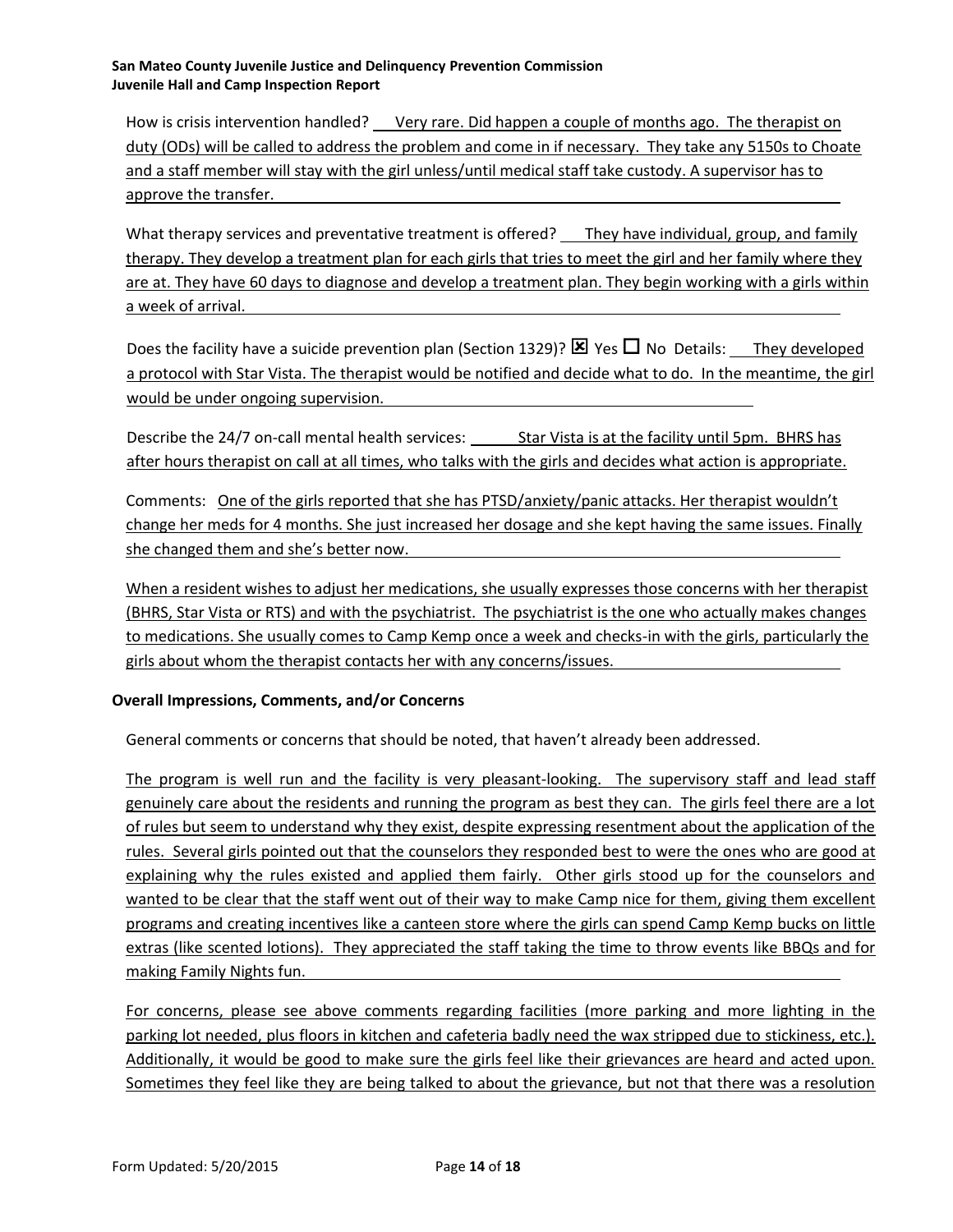How is crisis intervention handled? Very rare. Did happen a couple of months ago. The therapist on duty (ODs) will be called to address the problem and come in if necessary. They take any 5150s to Choate and a staff member will stay with the girl unless/until medical staff take custody. A supervisor has to approve the transfer.

What therapy services and preventative treatment is offered? They have individual, group, and family therapy. They develop a treatment plan for each girls that tries to meet the girl and her family where they are at. They have 60 days to diagnose and develop a treatment plan. They begin working with a girls within a week of arrival.

Does the facility have a suicide prevention plan (Section 1329)? ☒ Yes ☐ No Details: They developed a protocol with Star Vista. The therapist would be notified and decide what to do. In the meantime, the girl would be under ongoing supervision.

Describe the 24/7 on-call mental health services: Star Vista is at the facility until 5pm. BHRS has after hours therapist on call at all times, who talks with the girls and decides what action is appropriate.

Comments: One of the girls reported that she has PTSD/anxiety/panic attacks. Her therapist wouldn't change her meds for 4 months. She just increased her dosage and she kept having the same issues. Finally she changed them and she's better now.

When a resident wishes to adjust her medications, she usually expresses those concerns with her therapist (BHRS, Star Vista or RTS) and with the psychiatrist. The psychiatrist is the one who actually makes changes to medications. She usually comes to Camp Kemp once a week and checks-in with the girls, particularly the girls about whom the therapist contacts her with any concerns/issues.

**Overall Impressions, Comments, and/or Concerns**

General comments or concerns that should be noted, that haven't already been addressed.

The program is well run and the facility is very pleasant-looking. The supervisory staff and lead staff genuinely care about the residents and running the program as best they can. The girls feel there are a lot of rules but seem to understand why they exist, despite expressing resentment about the application of the rules. Several girls pointed out that the counselors they responded best to were the ones who are good at explaining why the rules existed and applied them fairly. Other girls stood up for the counselors and wanted to be clear that the staff went out of their way to make Camp nice for them, giving them excellent programs and creating incentives like a canteen store where the girls can spend Camp Kemp bucks on little extras (like scented lotions). They appreciated the staff taking the time to throw events like BBQs and for making Family Nights fun.

For concerns, please see above comments regarding facilities (more parking and more lighting in the parking lot needed, plus floors in kitchen and cafeteria badly need the wax stripped due to stickiness, etc.). Additionally, it would be good to make sure the girls feel like their grievances are heard and acted upon. Sometimes they feel like they are being talked to about the grievance, but not that there was a resolution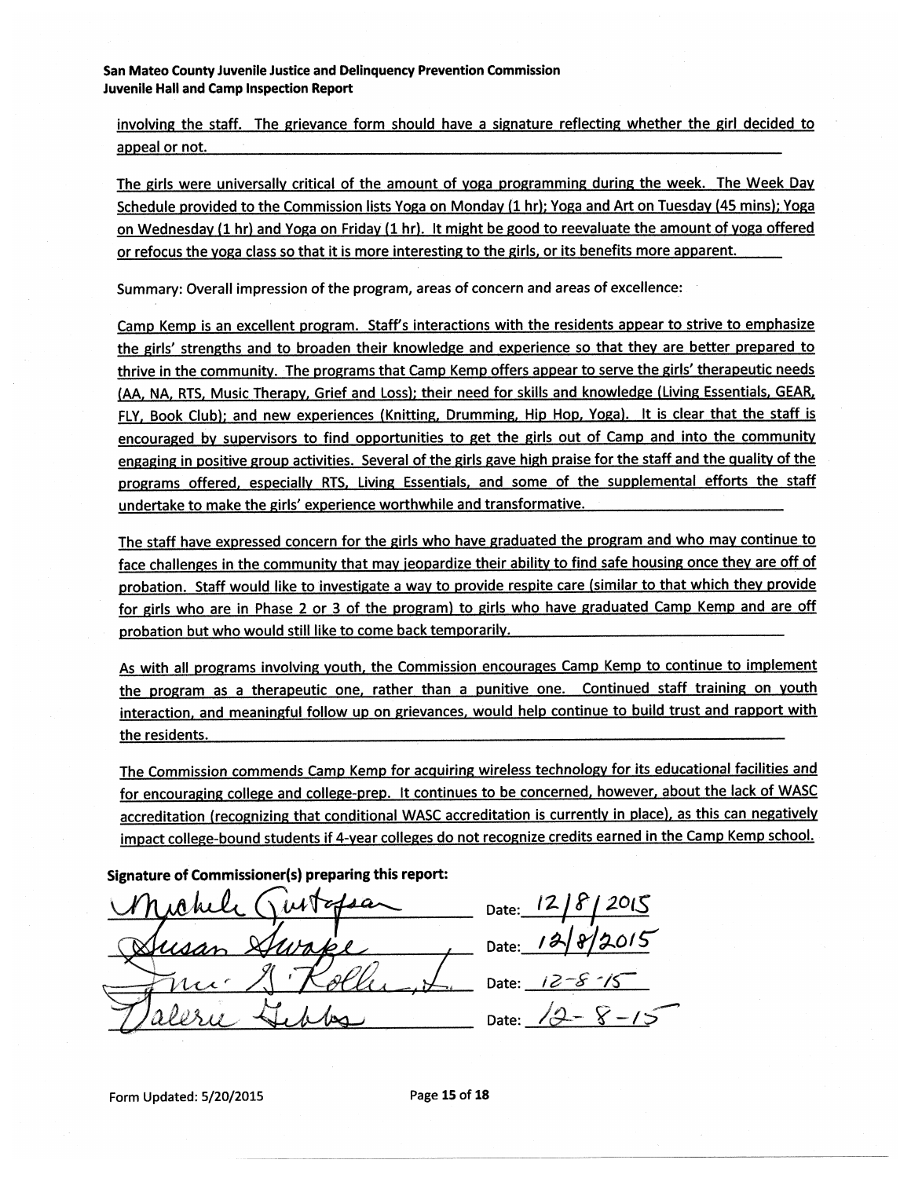involving the staff. The grievance form should have a signature reflecting whether the girl decided to appeal or not.

The girls were universally critical of the amount of yoga programming during the week. The Week Day Schedule provided to the Commission lists Yoga on Monday (1 hr); Yoga and Art on Tuesday (45 mins); Yoga on Wednesday (1 hr) and Yoga on Friday (1 hr). It might be good to reevaluate the amount of yoga offered or refocus the yoga class so that it is more interesting to the girls, or its benefits more apparent.

Summary: Overall impression of the program, areas of concern and areas of excellence:

Camp Kemp is an excellent program. Staff's interactions with the residents appear to strive to emphasize the girls' strengths and to broaden their knowledge and experience so that they are better prepared to thrive in the community. The programs that Camp Kemp offers appear to serve the girls' therapeutic needs (AA, NA, RTS, Music Therapy, Grief and Loss); their need for skills and knowledge (Living Essentials, GEAR, FLY, Book Club); and new experiences (Knitting, Drumming, Hip Hop, Yoga). It is clear that the staff is encouraged by supervisors to find opportunities to get the girls out of Camp and into the community engaging in positive group activities. Several of the girls gave high praise for the staff and the quality of the programs offered, especially RTS, Living Essentials, and some of the supplemental efforts the staff undertake to make the girls' experience worthwhile and transformative.

The staff have expressed concern for the girls who have graduated the program and who may continue to face challenges in the community that may jeopardize their ability to find safe housing once they are off of probation. Staff would like to investigate a way to provide respite care (similar to that which they provide for girls who are in Phase 2 or 3 of the program) to girls who have graduated Camp Kemp and are off probation but who would still like to come back temporarily.

As with all programs involving youth, the Commission encourages Camp Kemp to continue to implement the program as a therapeutic one, rather than a punitive one. Continued staff training on youth interaction, and meaningful follow up on grievances, would help continue to build trust and rapport with the residents.

The Commission commends Camp Kemp for acquiring wireless technology for its educational facilities and for encouraging college and college-prep. It continues to be concerned, however, about the lack of WASC accreditation (recognizing that conditional WASC accreditation is currently in place), as this can negatively impact college-bound students if 4-year colleges do not recognize credits earned in the Camp Kemp school.

**Signature of Commissioner(s) preparing this report:**

| Signature | Date |
|---|---|
| Michele Gustafson | Date: 12/8/2015 |
| Susan Swope | Date: 12/8/2015 |
| Tim S. Koller, Jr. | Date: 12-8-15 |
| Valerie Gibbs | Date: 12-8-15 |

Form Updated: 5/20/2015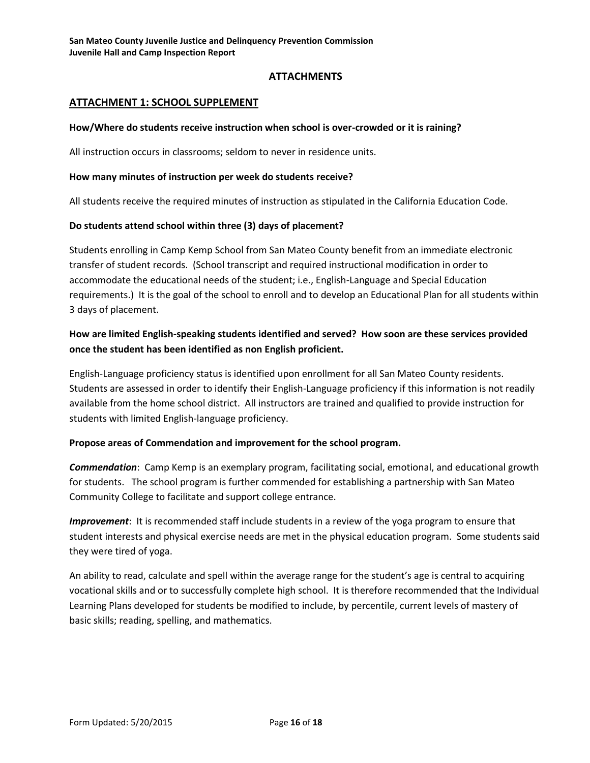# ATTACHMENTS

## ATTACHMENT 1: SCHOOL SUPPLEMENT

**How/Where do students receive instruction when school is over-crowded or it is raining?**

All instruction occurs in classrooms; seldom to never in residence units.

**How many minutes of instruction per week do students receive?**

All students receive the required minutes of instruction as stipulated in the California Education Code.

**Do students attend school within three (3) days of placement?**

Students enrolling in Camp Kemp School from San Mateo County benefit from an immediate electronic transfer of student records. (School transcript and required instructional modification in order to accommodate the educational needs of the student; i.e., English-Language and Special Education requirements.) It is the goal of the school to enroll and to develop an Educational Plan for all students within 3 days of placement.

**How are limited English-speaking students identified and served? How soon are these services provided once the student has been identified as non English proficient.**

English-Language proficiency status is identified upon enrollment for all San Mateo County residents. Students are assessed in order to identify their English-Language proficiency if this information is not readily available from the home school district. All instructors are trained and qualified to provide instruction for students with limited English-language proficiency.

**Propose areas of Commendation and improvement for the school program.**

***Commendation***: Camp Kemp is an exemplary program, facilitating social, emotional, and educational growth for students. The school program is further commended for establishing a partnership with San Mateo Community College to facilitate and support college entrance.

***Improvement***: It is recommended staff include students in a review of the yoga program to ensure that student interests and physical exercise needs are met in the physical education program. Some students said they were tired of yoga.

An ability to read, calculate and spell within the average range for the student's age is central to acquiring vocational skills and or to successfully complete high school. It is therefore recommended that the Individual Learning Plans developed for students be modified to include, by percentile, current levels of mastery of basic skills; reading, spelling, and mathematics.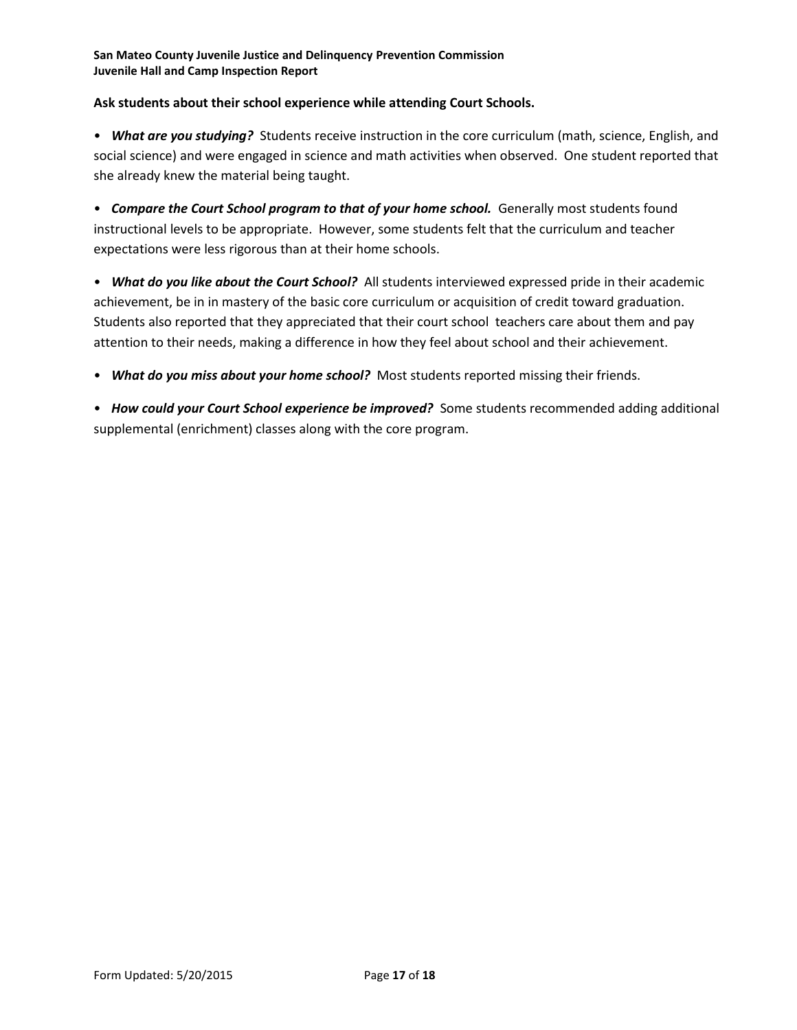**Ask students about their school experience while attending Court Schools.**

• ***What are you studying?*** Students receive instruction in the core curriculum (math, science, English, and social science) and were engaged in science and math activities when observed. One student reported that she already knew the material being taught.

• ***Compare the Court School program to that of your home school.*** Generally most students found instructional levels to be appropriate. However, some students felt that the curriculum and teacher expectations were less rigorous than at their home schools.

• ***What do you like about the Court School?*** All students interviewed expressed pride in their academic achievement, be in in mastery of the basic core curriculum or acquisition of credit toward graduation. Students also reported that they appreciated that their court school teachers care about them and pay attention to their needs, making a difference in how they feel about school and their achievement.

• ***What do you miss about your home school?*** Most students reported missing their friends.

• ***How could your Court School experience be improved?*** Some students recommended adding additional supplemental (enrichment) classes along with the core program.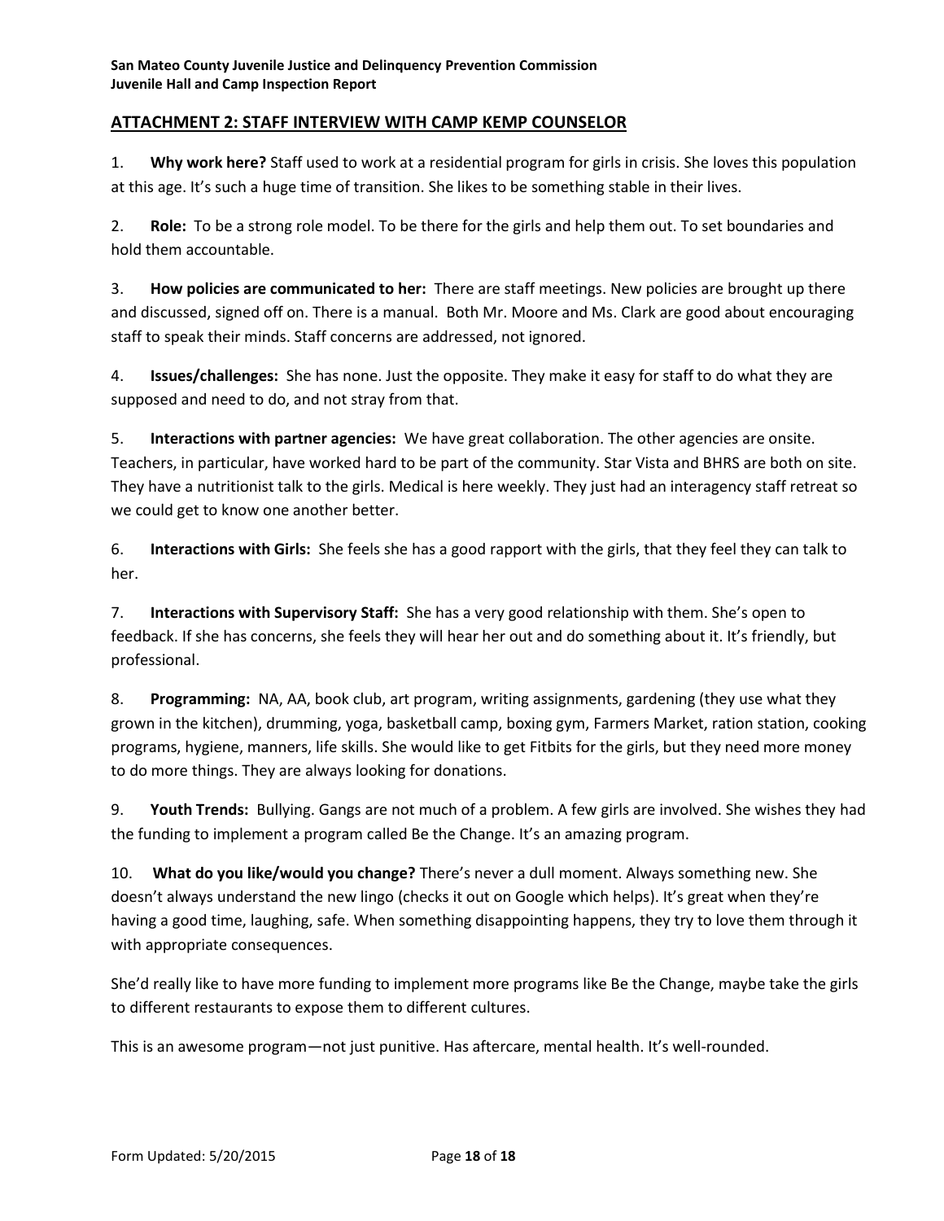## ATTACHMENT 2: STAFF INTERVIEW WITH CAMP KEMP COUNSELOR

1. **Why work here?** Staff used to work at a residential program for girls in crisis. She loves this population at this age. It's such a huge time of transition. She likes to be something stable in their lives.

2. **Role:** To be a strong role model. To be there for the girls and help them out. To set boundaries and hold them accountable.

3. **How policies are communicated to her:** There are staff meetings. New policies are brought up there and discussed, signed off on. There is a manual. Both Mr. Moore and Ms. Clark are good about encouraging staff to speak their minds. Staff concerns are addressed, not ignored.

4. **Issues/challenges:** She has none. Just the opposite. They make it easy for staff to do what they are supposed and need to do, and not stray from that.

5. **Interactions with partner agencies:** We have great collaboration. The other agencies are onsite. Teachers, in particular, have worked hard to be part of the community. Star Vista and BHRS are both on site. They have a nutritionist talk to the girls. Medical is here weekly. They just had an interagency staff retreat so we could get to know one another better.

6. **Interactions with Girls:** She feels she has a good rapport with the girls, that they feel they can talk to her.

7. **Interactions with Supervisory Staff:** She has a very good relationship with them. She's open to feedback. If she has concerns, she feels they will hear her out and do something about it. It's friendly, but professional.

8. **Programming:** NA, AA, book club, art program, writing assignments, gardening (they use what they grown in the kitchen), drumming, yoga, basketball camp, boxing gym, Farmers Market, ration station, cooking programs, hygiene, manners, life skills. She would like to get Fitbits for the girls, but they need more money to do more things. They are always looking for donations.

9. **Youth Trends:** Bullying. Gangs are not much of a problem. A few girls are involved. She wishes they had the funding to implement a program called Be the Change. It's an amazing program.

10. **What do you like/would you change?** There's never a dull moment. Always something new. She doesn't always understand the new lingo (checks it out on Google which helps). It's great when they're having a good time, laughing, safe. When something disappointing happens, they try to love them through it with appropriate consequences.

She'd really like to have more funding to implement more programs like Be the Change, maybe take the girls to different restaurants to expose them to different cultures.

This is an awesome program—not just punitive. Has aftercare, mental health. It's well-rounded.